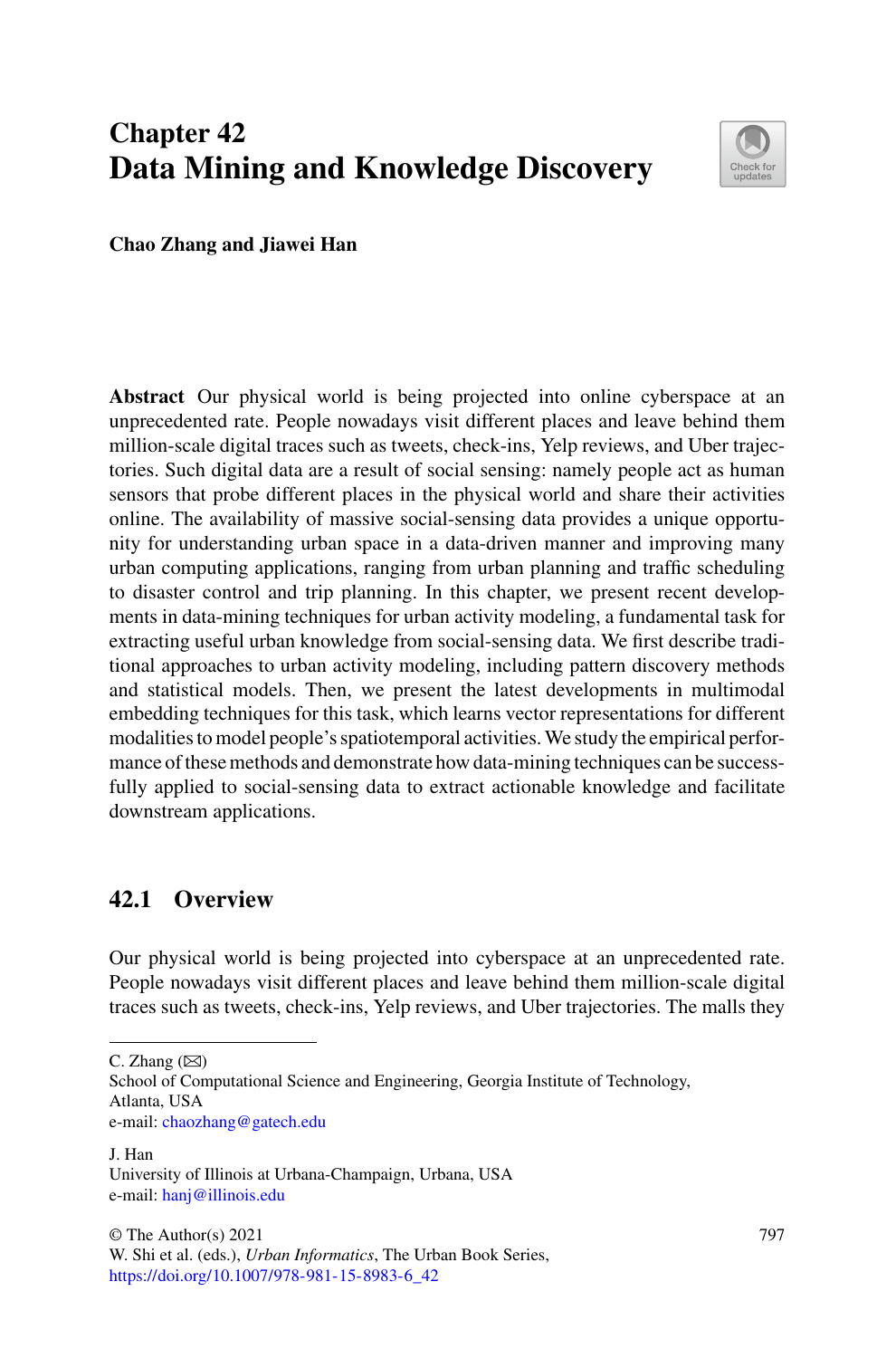# Chapter 42
# Data Mining and Knowledge Discovery

**Chao Zhang and Jiawei Han**

**Abstract** Our physical world is being projected into online cyberspace at an unprecedented rate. People nowadays visit different places and leave behind them million-scale digital traces such as tweets, check-ins, Yelp reviews, and Uber trajectories. Such digital data are a result of social sensing: namely people act as human sensors that probe different places in the physical world and share their activities online. The availability of massive social-sensing data provides a unique opportunity for understanding urban space in a data-driven manner and improving many urban computing applications, ranging from urban planning and traffic scheduling to disaster control and trip planning. In this chapter, we present recent developments in data-mining techniques for urban activity modeling, a fundamental task for extracting useful urban knowledge from social-sensing data. We first describe traditional approaches to urban activity modeling, including pattern discovery methods and statistical models. Then, we present the latest developments in multimodal embedding techniques for this task, which learns vector representations for different modalities to model people's spatiotemporal activities. We study the empirical performance of these methods and demonstrate how data-mining techniques can be successfully applied to social-sensing data to extract actionable knowledge and facilitate downstream applications.

## 42.1 Overview

Our physical world is being projected into cyberspace at an unprecedented rate. People nowadays visit different places and leave behind them million-scale digital traces such as tweets, check-ins, Yelp reviews, and Uber trajectories. The malls they

---

C. Zhang (✉)
School of Computational Science and Engineering, Georgia Institute of Technology, Atlanta, USA
e-mail: chaozhang@gatech.edu

J. Han
University of Illinois at Urbana-Champaign, Urbana, USA
e-mail: hanj@illinois.edu

© The Author(s) 2021
W. Shi et al. (eds.), *Urban Informatics*, The Urban Book Series,
https://doi.org/10.1007/978-981-15-8983-6_42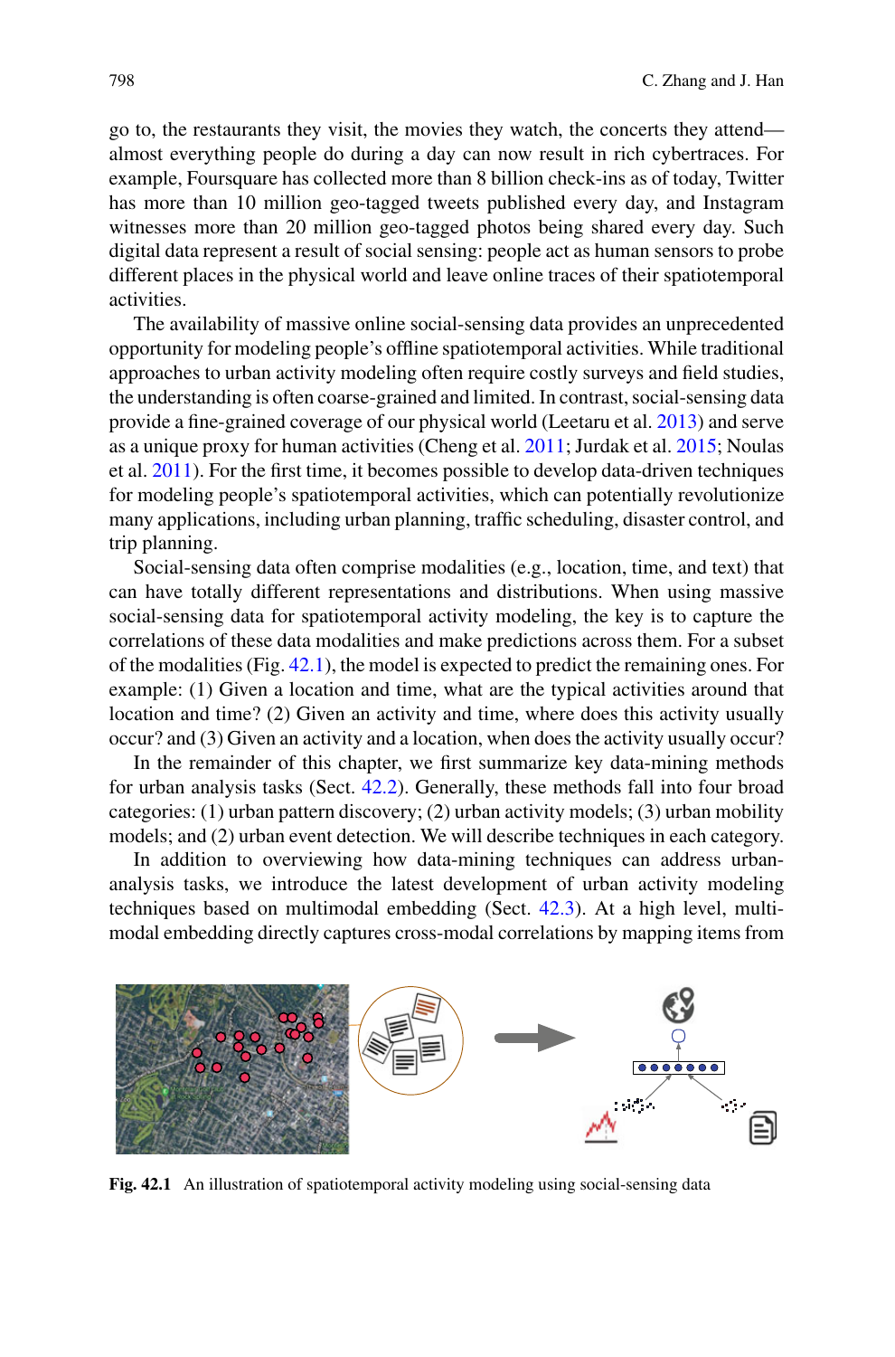go to, the restaurants they visit, the movies they watch, the concerts they attend—almost everything people do during a day can now result in rich cybertraces. For example, Foursquare has collected more than 8 billion check-ins as of today, Twitter has more than 10 million geo-tagged tweets published every day, and Instagram witnesses more than 20 million geo-tagged photos being shared every day. Such digital data represent a result of social sensing: people act as human sensors to probe different places in the physical world and leave online traces of their spatiotemporal activities.

The availability of massive online social-sensing data provides an unprecedented opportunity for modeling people's offline spatiotemporal activities. While traditional approaches to urban activity modeling often require costly surveys and field studies, the understanding is often coarse-grained and limited. In contrast, social-sensing data provide a fine-grained coverage of our physical world (Leetaru et al. 2013) and serve as a unique proxy for human activities (Cheng et al. 2011; Jurdak et al. 2015; Noulas et al. 2011). For the first time, it becomes possible to develop data-driven techniques for modeling people's spatiotemporal activities, which can potentially revolutionize many applications, including urban planning, traffic scheduling, disaster control, and trip planning.

Social-sensing data often comprise modalities (e.g., location, time, and text) that can have totally different representations and distributions. When using massive social-sensing data for spatiotemporal activity modeling, the key is to capture the correlations of these data modalities and make predictions across them. For a subset of the modalities (Fig. 42.1), the model is expected to predict the remaining ones. For example: (1) Given a location and time, what are the typical activities around that location and time? (2) Given an activity and time, where does this activity usually occur? and (3) Given an activity and a location, when does the activity usually occur?

In the remainder of this chapter, we first summarize key data-mining methods for urban analysis tasks (Sect. 42.2). Generally, these methods fall into four broad categories: (1) urban pattern discovery; (2) urban activity models; (3) urban mobility models; and (2) urban event detection. We will describe techniques in each category.

In addition to overviewing how data-mining techniques can address urban-analysis tasks, we introduce the latest development of urban activity modeling techniques based on multimodal embedding (Sect. 42.3). At a high level, multi-modal embedding directly captures cross-modal correlations by mapping items from

**Fig. 42.1** An illustration of spatiotemporal activity modeling using social-sensing data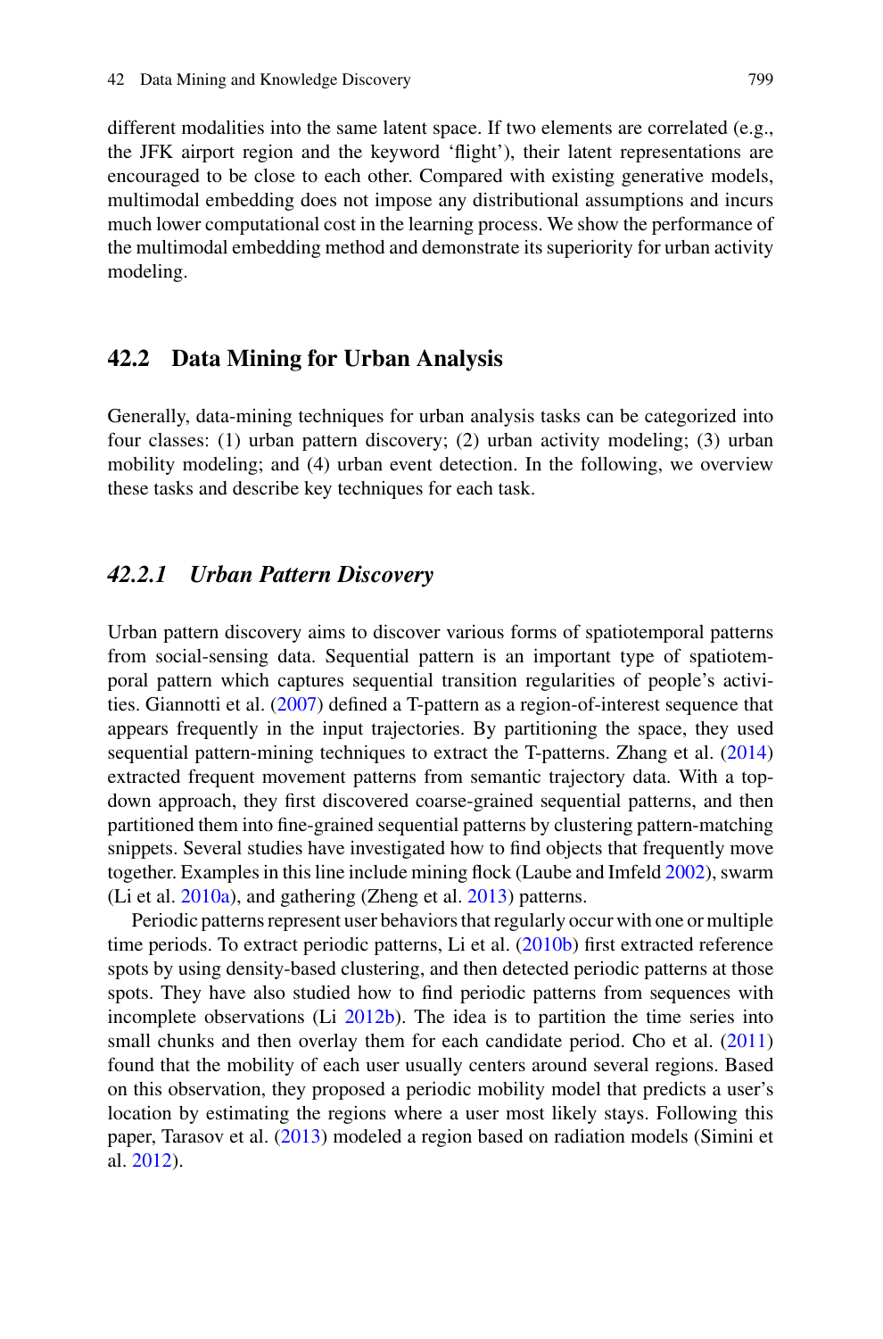different modalities into the same latent space. If two elements are correlated (e.g., the JFK airport region and the keyword 'flight'), their latent representations are encouraged to be close to each other. Compared with existing generative models, multimodal embedding does not impose any distributional assumptions and incurs much lower computational cost in the learning process. We show the performance of the multimodal embedding method and demonstrate its superiority for urban activity modeling.

## 42.2 Data Mining for Urban Analysis

Generally, data-mining techniques for urban analysis tasks can be categorized into four classes: (1) urban pattern discovery; (2) urban activity modeling; (3) urban mobility modeling; and (4) urban event detection. In the following, we overview these tasks and describe key techniques for each task.

### *42.2.1 Urban Pattern Discovery*

Urban pattern discovery aims to discover various forms of spatiotemporal patterns from social-sensing data. Sequential pattern is an important type of spatiotemporal pattern which captures sequential transition regularities of people's activities. Giannotti et al. (2007) defined a T-pattern as a region-of-interest sequence that appears frequently in the input trajectories. By partitioning the space, they used sequential pattern-mining techniques to extract the T-patterns. Zhang et al. (2014) extracted frequent movement patterns from semantic trajectory data. With a top-down approach, they first discovered coarse-grained sequential patterns, and then partitioned them into fine-grained sequential patterns by clustering pattern-matching snippets. Several studies have investigated how to find objects that frequently move together. Examples in this line include mining flock (Laube and Imfeld 2002), swarm (Li et al. 2010a), and gathering (Zheng et al. 2013) patterns.

Periodic patterns represent user behaviors that regularly occur with one or multiple time periods. To extract periodic patterns, Li et al. (2010b) first extracted reference spots by using density-based clustering, and then detected periodic patterns at those spots. They have also studied how to find periodic patterns from sequences with incomplete observations (Li 2012b). The idea is to partition the time series into small chunks and then overlay them for each candidate period. Cho et al. (2011) found that the mobility of each user usually centers around several regions. Based on this observation, they proposed a periodic mobility model that predicts a user's location by estimating the regions where a user most likely stays. Following this paper, Tarasov et al. (2013) modeled a region based on radiation models (Simini et al. 2012).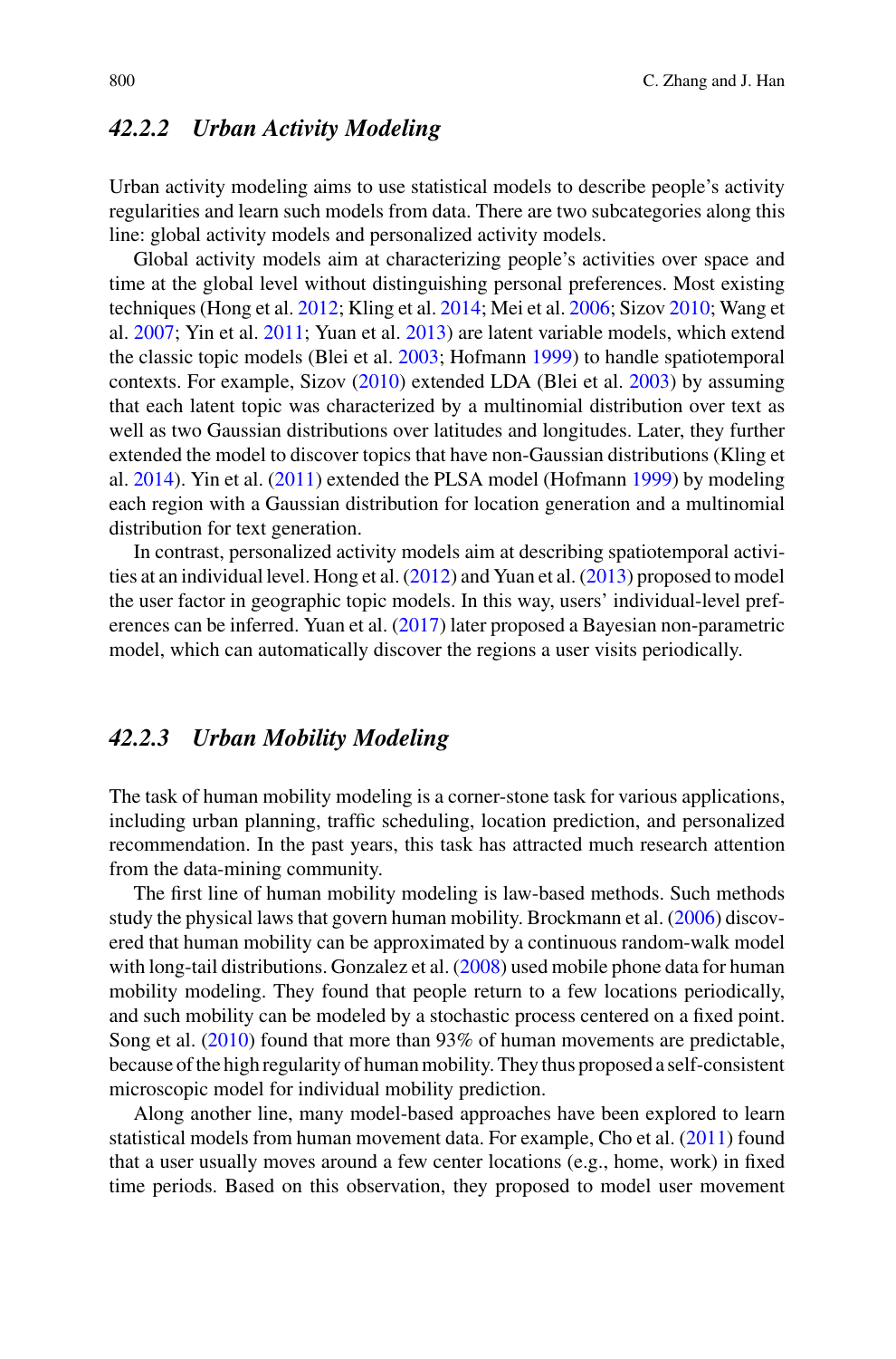### 42.2.2 *Urban Activity Modeling*

Urban activity modeling aims to use statistical models to describe people's activity regularities and learn such models from data. There are two subcategories along this line: global activity models and personalized activity models.

Global activity models aim at characterizing people's activities over space and time at the global level without distinguishing personal preferences. Most existing techniques (Hong et al. 2012; Kling et al. 2014; Mei et al. 2006; Sizov 2010; Wang et al. 2007; Yin et al. 2011; Yuan et al. 2013) are latent variable models, which extend the classic topic models (Blei et al. 2003; Hofmann 1999) to handle spatiotemporal contexts. For example, Sizov (2010) extended LDA (Blei et al. 2003) by assuming that each latent topic was characterized by a multinomial distribution over text as well as two Gaussian distributions over latitudes and longitudes. Later, they further extended the model to discover topics that have non-Gaussian distributions (Kling et al. 2014). Yin et al. (2011) extended the PLSA model (Hofmann 1999) by modeling each region with a Gaussian distribution for location generation and a multinomial distribution for text generation.

In contrast, personalized activity models aim at describing spatiotemporal activities at an individual level. Hong et al. (2012) and Yuan et al. (2013) proposed to model the user factor in geographic topic models. In this way, users' individual-level preferences can be inferred. Yuan et al. (2017) later proposed a Bayesian non-parametric model, which can automatically discover the regions a user visits periodically.

### 42.2.3 *Urban Mobility Modeling*

The task of human mobility modeling is a corner-stone task for various applications, including urban planning, traffic scheduling, location prediction, and personalized recommendation. In the past years, this task has attracted much research attention from the data-mining community.

The first line of human mobility modeling is law-based methods. Such methods study the physical laws that govern human mobility. Brockmann et al. (2006) discovered that human mobility can be approximated by a continuous random-walk model with long-tail distributions. Gonzalez et al. (2008) used mobile phone data for human mobility modeling. They found that people return to a few locations periodically, and such mobility can be modeled by a stochastic process centered on a fixed point. Song et al. (2010) found that more than 93% of human movements are predictable, because of the high regularity of human mobility. They thus proposed a self-consistent microscopic model for individual mobility prediction.

Along another line, many model-based approaches have been explored to learn statistical models from human movement data. For example, Cho et al. (2011) found that a user usually moves around a few center locations (e.g., home, work) in fixed time periods. Based on this observation, they proposed to model user movement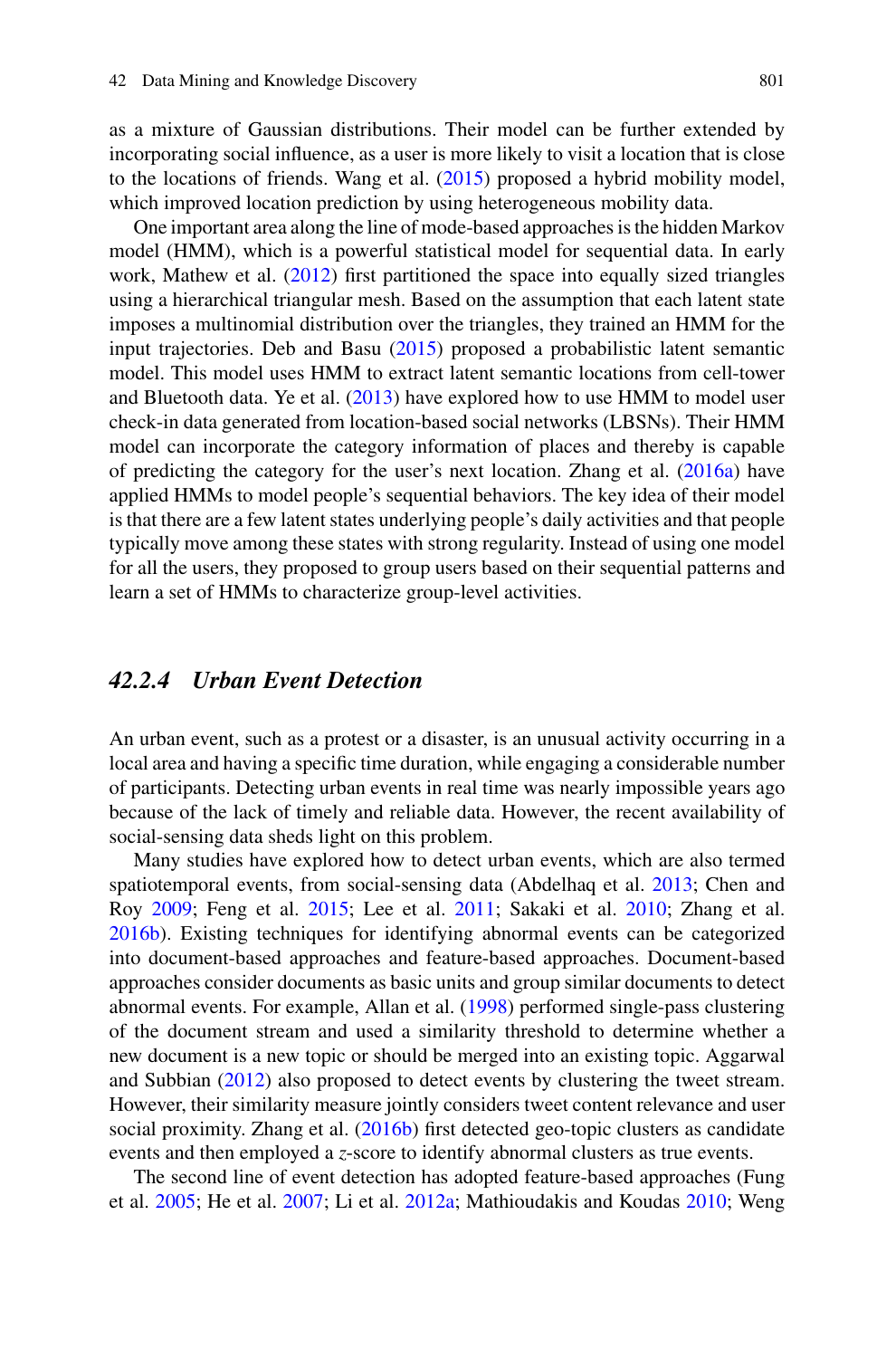as a mixture of Gaussian distributions. Their model can be further extended by incorporating social influence, as a user is more likely to visit a location that is close to the locations of friends. Wang et al. (2015) proposed a hybrid mobility model, which improved location prediction by using heterogeneous mobility data.

One important area along the line of mode-based approaches is the hidden Markov model (HMM), which is a powerful statistical model for sequential data. In early work, Mathew et al. (2012) first partitioned the space into equally sized triangles using a hierarchical triangular mesh. Based on the assumption that each latent state imposes a multinomial distribution over the triangles, they trained an HMM for the input trajectories. Deb and Basu (2015) proposed a probabilistic latent semantic model. This model uses HMM to extract latent semantic locations from cell-tower and Bluetooth data. Ye et al. (2013) have explored how to use HMM to model user check-in data generated from location-based social networks (LBSNs). Their HMM model can incorporate the category information of places and thereby is capable of predicting the category for the user's next location. Zhang et al. (2016a) have applied HMMs to model people's sequential behaviors. The key idea of their model is that there are a few latent states underlying people's daily activities and that people typically move among these states with strong regularity. Instead of using one model for all the users, they proposed to group users based on their sequential patterns and learn a set of HMMs to characterize group-level activities.

### *42.2.4 Urban Event Detection*

An urban event, such as a protest or a disaster, is an unusual activity occurring in a local area and having a specific time duration, while engaging a considerable number of participants. Detecting urban events in real time was nearly impossible years ago because of the lack of timely and reliable data. However, the recent availability of social-sensing data sheds light on this problem.

Many studies have explored how to detect urban events, which are also termed spatiotemporal events, from social-sensing data (Abdelhaq et al. 2013; Chen and Roy 2009; Feng et al. 2015; Lee et al. 2011; Sakaki et al. 2010; Zhang et al. 2016b). Existing techniques for identifying abnormal events can be categorized into document-based approaches and feature-based approaches. Document-based approaches consider documents as basic units and group similar documents to detect abnormal events. For example, Allan et al. (1998) performed single-pass clustering of the document stream and used a similarity threshold to determine whether a new document is a new topic or should be merged into an existing topic. Aggarwal and Subbian (2012) also proposed to detect events by clustering the tweet stream. However, their similarity measure jointly considers tweet content relevance and user social proximity. Zhang et al. (2016b) first detected geo-topic clusters as candidate events and then employed a $z$-score to identify abnormal clusters as true events.

The second line of event detection has adopted feature-based approaches (Fung et al. 2005; He et al. 2007; Li et al. 2012a; Mathioudakis and Koudas 2010; Weng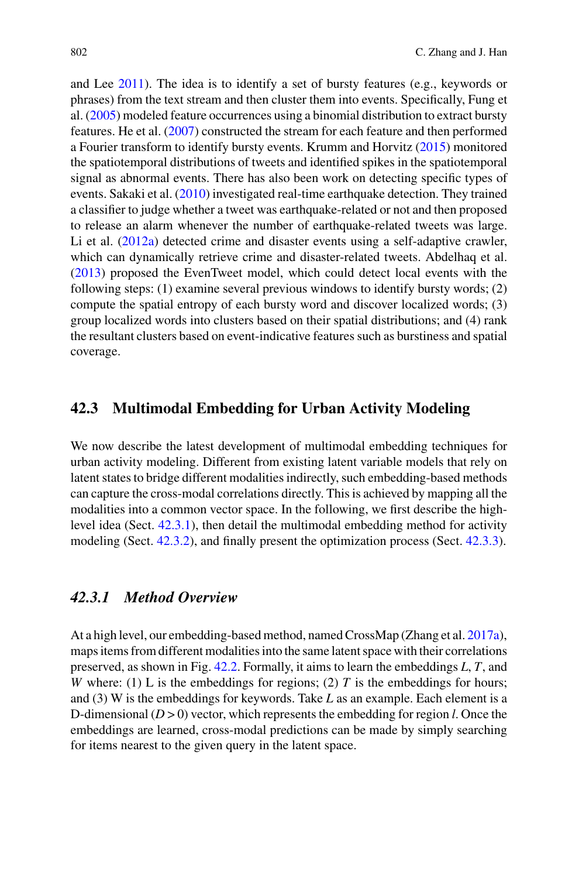and Lee 2011). The idea is to identify a set of bursty features (e.g., keywords or phrases) from the text stream and then cluster them into events. Specifically, Fung et al. (2005) modeled feature occurrences using a binomial distribution to extract bursty features. He et al. (2007) constructed the stream for each feature and then performed a Fourier transform to identify bursty events. Krumm and Horvitz (2015) monitored the spatiotemporal distributions of tweets and identified spikes in the spatiotemporal signal as abnormal events. There has also been work on detecting specific types of events. Sakaki et al. (2010) investigated real-time earthquake detection. They trained a classifier to judge whether a tweet was earthquake-related or not and then proposed to release an alarm whenever the number of earthquake-related tweets was large. Li et al. (2012a) detected crime and disaster events using a self-adaptive crawler, which can dynamically retrieve crime and disaster-related tweets. Abdelhaq et al. (2013) proposed the EvenTweet model, which could detect local events with the following steps: (1) examine several previous windows to identify bursty words; (2) compute the spatial entropy of each bursty word and discover localized words; (3) group localized words into clusters based on their spatial distributions; and (4) rank the resultant clusters based on event-indicative features such as burstiness and spatial coverage.

## 42.3 Multimodal Embedding for Urban Activity Modeling

We now describe the latest development of multimodal embedding techniques for urban activity modeling. Different from existing latent variable models that rely on latent states to bridge different modalities indirectly, such embedding-based methods can capture the cross-modal correlations directly. This is achieved by mapping all the modalities into a common vector space. In the following, we first describe the high-level idea (Sect. 42.3.1), then detail the multimodal embedding method for activity modeling (Sect. 42.3.2), and finally present the optimization process (Sect. 42.3.3).

### *42.3.1 Method Overview*

At a high level, our embedding-based method, named CrossMap (Zhang et al. 2017a), maps items from different modalities into the same latent space with their correlations preserved, as shown in Fig. 42.2. Formally, it aims to learn the embeddings $L$, $T$, and $W$ where: (1) L is the embeddings for regions; (2) $T$ is the embeddings for hours; and (3) W is the embeddings for keywords. Take $L$ as an example. Each element is a D-dimensional ($D > 0$) vector, which represents the embedding for region $l$. Once the embeddings are learned, cross-modal predictions can be made by simply searching for items nearest to the given query in the latent space.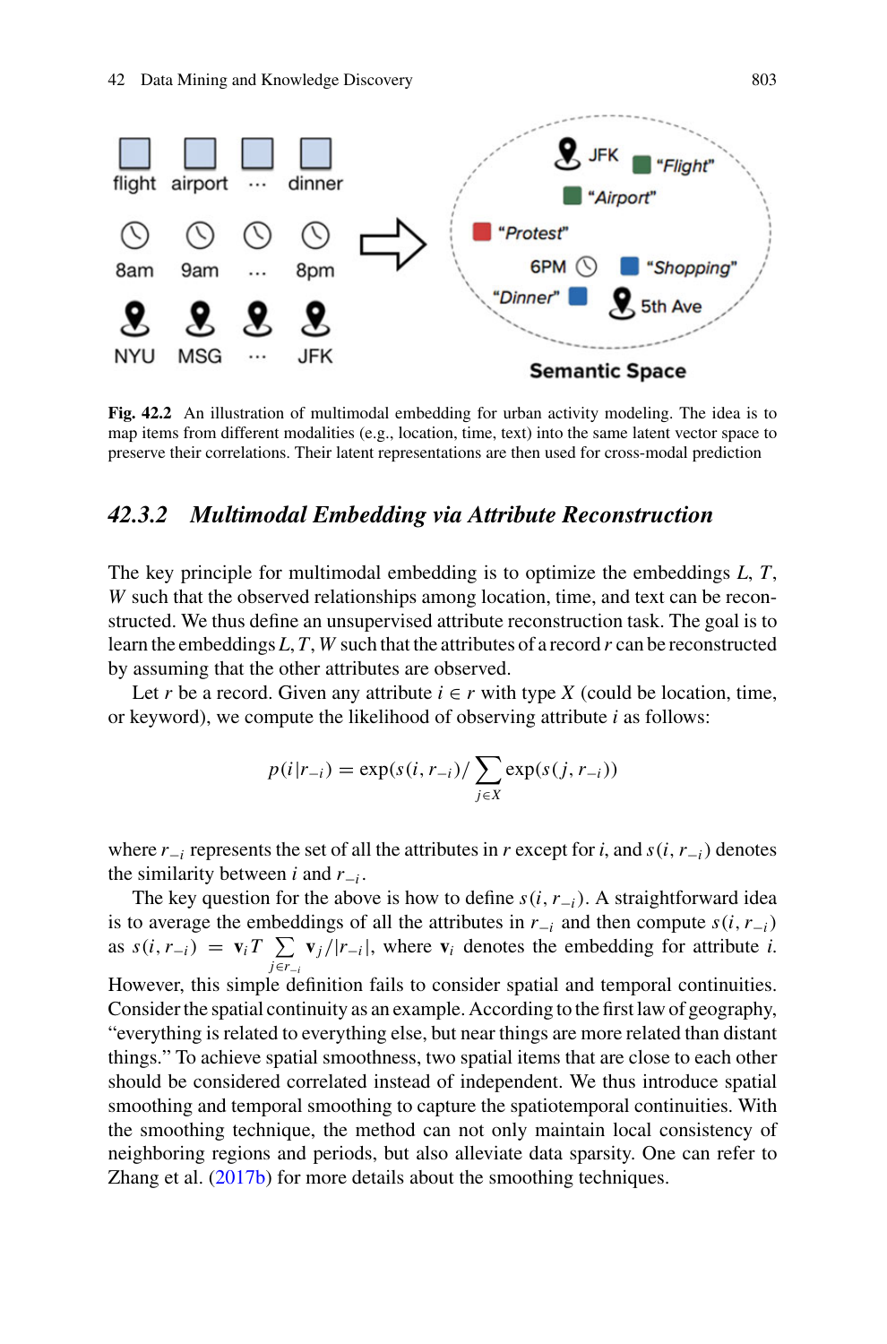**Fig. 42.2** An illustration of multimodal embedding for urban activity modeling. The idea is to map items from different modalities (e.g., location, time, text) into the same latent vector space to preserve their correlations. Their latent representations are then used for cross-modal prediction

### *42.3.2 Multimodal Embedding via Attribute Reconstruction*

The key principle for multimodal embedding is to optimize the embeddings $L$, $T$, $W$ such that the observed relationships among location, time, and text can be reconstructed. We thus define an unsupervised attribute reconstruction task. The goal is to learn the embeddings $L, T, W$ such that the attributes of a record $r$ can be reconstructed by assuming that the other attributes are observed.

Let $r$ be a record. Given any attribute $i \in r$ with type $X$ (could be location, time, or keyword), we compute the likelihood of observing attribute $i$ as follows:

$$p(i|r_{-i}) = \exp(s(i, r_{-i})/\sum_{j \in X} \exp(s(j, r_{-i}))$$

where $r_{-i}$ represents the set of all the attributes in $r$ except for $i$, and $s(i, r_{-i})$ denotes the similarity between $i$ and $r_{-i}$.

The key question for the above is how to define $s(i, r_{-i})$. A straightforward idea is to average the embeddings of all the attributes in $r_{-i}$ and then compute $s(i, r_{-i})$ as $s(i, r_{-i}) = \mathbf{v}_i T \sum_{j \in r_{-i}} \mathbf{v}_j / |r_{-i}|$, where $\mathbf{v}_i$ denotes the embedding for attribute $i$. However, this simple definition fails to consider spatial and temporal continuities. Consider the spatial continuity as an example. According to the first law of geography, "everything is related to everything else, but near things are more related than distant things." To achieve spatial smoothness, two spatial items that are close to each other should be considered correlated instead of independent. We thus introduce spatial smoothing and temporal smoothing to capture the spatiotemporal continuities. With the smoothing technique, the method can not only maintain local consistency of neighboring regions and periods, but also alleviate data sparsity. One can refer to Zhang et al. (2017b) for more details about the smoothing techniques.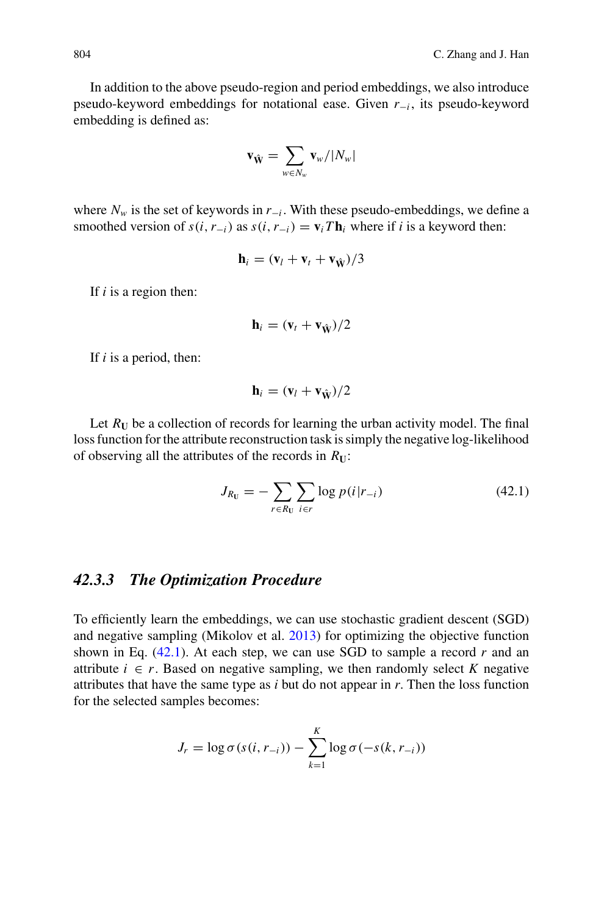In addition to the above pseudo-region and period embeddings, we also introduce pseudo-keyword embeddings for notational ease. Given $r_{-i}$, its pseudo-keyword embedding is defined as:

$$\mathbf{v}_{\hat{\mathbf{W}}} = \sum_{w \in N_w} \mathbf{v}_w / |N_w|$$

where $N_w$ is the set of keywords in $r_{-i}$. With these pseudo-embeddings, we define a smoothed version of $s(i, r_{-i})$ as $s(i, r_{-i}) = \mathbf{v}_i T \mathbf{h}_i$ where if $i$ is a keyword then:

$$\mathbf{h}_i = (\mathbf{v}_l + \mathbf{v}_t + \mathbf{v}_{\hat{\mathbf{W}}})/3$$

If $i$ is a region then:

$$\mathbf{h}_i = (\mathbf{v}_t + \mathbf{v}_{\hat{\mathbf{W}}})/2$$

If $i$ is a period, then:

$$\mathbf{h}_i = (\mathbf{v}_l + \mathbf{v}_{\hat{\mathbf{W}}})/2$$

Let $R_{\mathrm{U}}$ be a collection of records for learning the urban activity model. The final loss function for the attribute reconstruction task is simply the negative log-likelihood of observing all the attributes of the records in $R_{\mathrm{U}}$:

$$J_{R_{\mathrm{U}}} = - \sum_{r \in R_{\mathrm{U}}} \sum_{i \in r} \log p(i | r_{-i}) \tag{42.1}$$

### *42.3.3 The Optimization Procedure*

To efficiently learn the embeddings, we can use stochastic gradient descent (SGD) and negative sampling (Mikolov et al. 2013) for optimizing the objective function shown in Eq. (42.1). At each step, we can use SGD to sample a record $r$ and an attribute $i \in r$. Based on negative sampling, we then randomly select $K$ negative attributes that have the same type as $i$ but do not appear in $r$. Then the loss function for the selected samples becomes:

$$J_r = \log \sigma(s(i, r_{-i})) - \sum_{k=1}^{K} \log \sigma(-s(k, r_{-i}))$$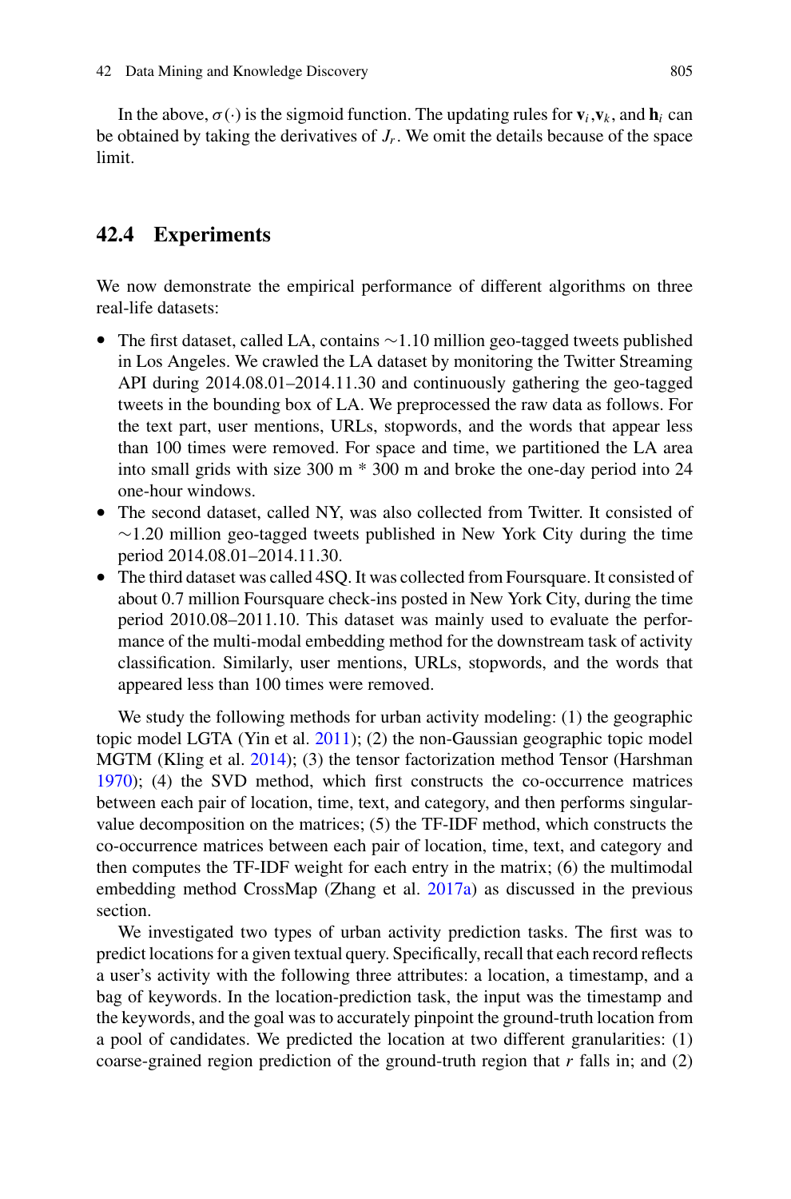In the above, $\sigma(\cdot)$ is the sigmoid function. The updating rules for $\mathbf{v}_i, \mathbf{v}_k$, and $\mathbf{h}_i$ can be obtained by taking the derivatives of $J_r$. We omit the details because of the space limit.

## 42.4 Experiments

We now demonstrate the empirical performance of different algorithms on three real-life datasets:

- The first dataset, called LA, contains $\sim$1.10 million geo-tagged tweets published in Los Angeles. We crawled the LA dataset by monitoring the Twitter Streaming API during 2014.08.01–2014.11.30 and continuously gathering the geo-tagged tweets in the bounding box of LA. We preprocessed the raw data as follows. For the text part, user mentions, URLs, stopwords, and the words that appear less than 100 times were removed. For space and time, we partitioned the LA area into small grids with size 300 m * 300 m and broke the one-day period into 24 one-hour windows.
- The second dataset, called NY, was also collected from Twitter. It consisted of $\sim$1.20 million geo-tagged tweets published in New York City during the time period 2014.08.01–2014.11.30.
- The third dataset was called 4SQ. It was collected from Foursquare. It consisted of about 0.7 million Foursquare check-ins posted in New York City, during the time period 2010.08–2011.10. This dataset was mainly used to evaluate the performance of the multi-modal embedding method for the downstream task of activity classification. Similarly, user mentions, URLs, stopwords, and the words that appeared less than 100 times were removed.

We study the following methods for urban activity modeling: (1) the geographic topic model LGTA (Yin et al. 2011); (2) the non-Gaussian geographic topic model MGTM (Kling et al. 2014); (3) the tensor factorization method Tensor (Harshman 1970); (4) the SVD method, which first constructs the co-occurrence matrices between each pair of location, time, text, and category, and then performs singular-value decomposition on the matrices; (5) the TF-IDF method, which constructs the co-occurrence matrices between each pair of location, time, text, and category and then computes the TF-IDF weight for each entry in the matrix; (6) the multimodal embedding method CrossMap (Zhang et al. 2017a) as discussed in the previous section.

We investigated two types of urban activity prediction tasks. The first was to predict locations for a given textual query. Specifically, recall that each record reflects a user's activity with the following three attributes: a location, a timestamp, and a bag of keywords. In the location-prediction task, the input was the timestamp and the keywords, and the goal was to accurately pinpoint the ground-truth location from a pool of candidates. We predicted the location at two different granularities: (1) coarse-grained region prediction of the ground-truth region that $r$ falls in; and (2)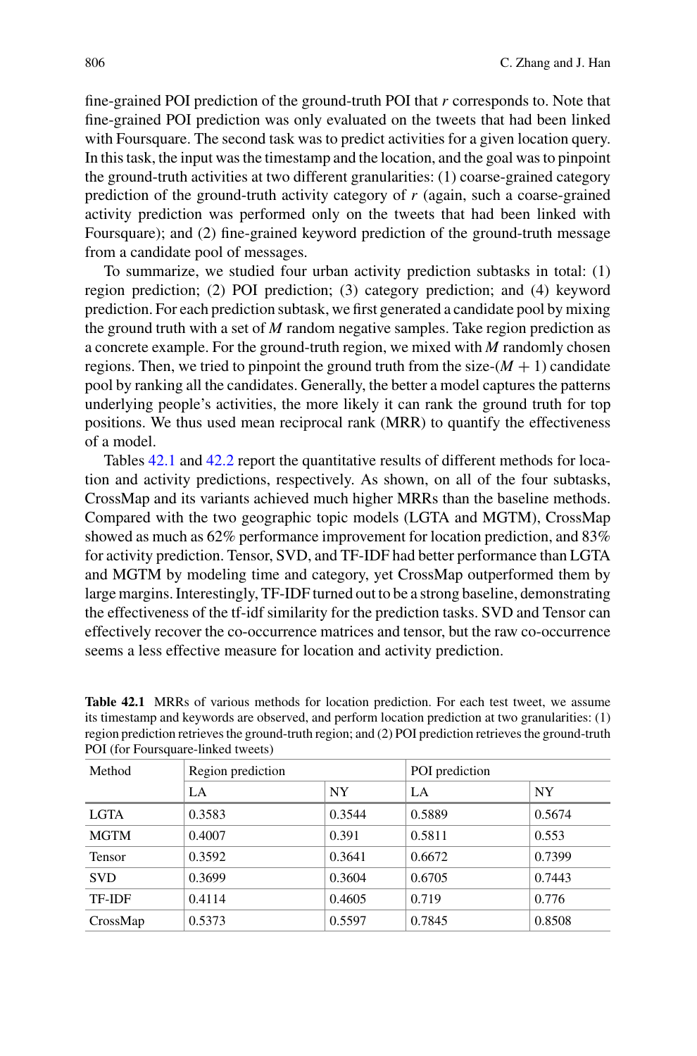fine-grained POI prediction of the ground-truth POI that $r$ corresponds to. Note that fine-grained POI prediction was only evaluated on the tweets that had been linked with Foursquare. The second task was to predict activities for a given location query. In this task, the input was the timestamp and the location, and the goal was to pinpoint the ground-truth activities at two different granularities: (1) coarse-grained category prediction of the ground-truth activity category of $r$ (again, such a coarse-grained activity prediction was performed only on the tweets that had been linked with Foursquare); and (2) fine-grained keyword prediction of the ground-truth message from a candidate pool of messages.

To summarize, we studied four urban activity prediction subtasks in total: (1) region prediction; (2) POI prediction; (3) category prediction; and (4) keyword prediction. For each prediction subtask, we first generated a candidate pool by mixing the ground truth with a set of $M$ random negative samples. Take region prediction as a concrete example. For the ground-truth region, we mixed with $M$ randomly chosen regions. Then, we tried to pinpoint the ground truth from the size-$(M + 1)$ candidate pool by ranking all the candidates. Generally, the better a model captures the patterns underlying people's activities, the more likely it can rank the ground truth for top positions. We thus used mean reciprocal rank (MRR) to quantify the effectiveness of a model.

Tables 42.1 and 42.2 report the quantitative results of different methods for location and activity predictions, respectively. As shown, on all of the four subtasks, CrossMap and its variants achieved much higher MRRs than the baseline methods. Compared with the two geographic topic models (LGTA and MGTM), CrossMap showed as much as 62% performance improvement for location prediction, and 83% for activity prediction. Tensor, SVD, and TF-IDF had better performance than LGTA and MGTM by modeling time and category, yet CrossMap outperformed them by large margins. Interestingly, TF-IDF turned out to be a strong baseline, demonstrating the effectiveness of the tf-idf similarity for the prediction tasks. SVD and Tensor can effectively recover the co-occurrence matrices and tensor, but the raw co-occurrence seems a less effective measure for location and activity prediction.

**Table 42.1** MRRs of various methods for location prediction. For each test tweet, we assume its timestamp and keywords are observed, and perform location prediction at two granularities: (1) region prediction retrieves the ground-truth region; and (2) POI prediction retrieves the ground-truth POI (for Foursquare-linked tweets)

| Method | Region prediction | | POI prediction | |
|---|---|---|---|---|
| | LA | NY | LA | NY |
| LGTA | 0.3583 | 0.3544 | 0.5889 | 0.5674 |
| MGTM | 0.4007 | 0.391 | 0.5811 | 0.553 |
| Tensor | 0.3592 | 0.3641 | 0.6672 | 0.7399 |
| SVD | 0.3699 | 0.3604 | 0.6705 | 0.7443 |
| TF-IDF | 0.4114 | 0.4605 | 0.719 | 0.776 |
| CrossMap | 0.5373 | 0.5597 | 0.7845 | 0.8508 |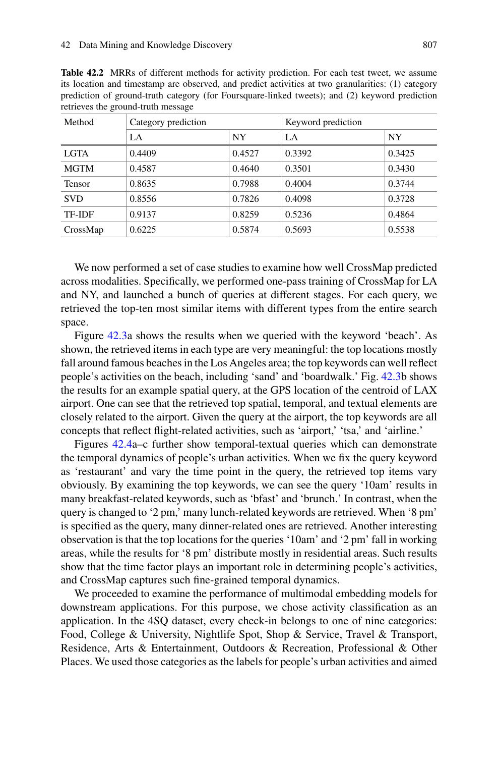**Table 42.2** MRRs of different methods for activity prediction. For each test tweet, we assume its location and timestamp are observed, and predict activities at two granularities: (1) category prediction of ground-truth category (for Foursquare-linked tweets); and (2) keyword prediction retrieves the ground-truth message

| Method | Category prediction | | Keyword prediction | |
|---|---|---|---|---|
| | LA | NY | LA | NY |
| LGTA | 0.4409 | 0.4527 | 0.3392 | 0.3425 |
| MGTM | 0.4587 | 0.4640 | 0.3501 | 0.3430 |
| Tensor | 0.8635 | 0.7988 | 0.4004 | 0.3744 |
| SVD | 0.8556 | 0.7826 | 0.4098 | 0.3728 |
| TF-IDF | 0.9137 | 0.8259 | 0.5236 | 0.4864 |
| CrossMap | 0.6225 | 0.5874 | 0.5693 | 0.5538 |

We now performed a set of case studies to examine how well CrossMap predicted across modalities. Specifically, we performed one-pass training of CrossMap for LA and NY, and launched a bunch of queries at different stages. For each query, we retrieved the top-ten most similar items with different types from the entire search space.

Figure 42.3a shows the results when we queried with the keyword 'beach'. As shown, the retrieved items in each type are very meaningful: the top locations mostly fall around famous beaches in the Los Angeles area; the top keywords can well reflect people's activities on the beach, including 'sand' and 'boardwalk.' Fig. 42.3b shows the results for an example spatial query, at the GPS location of the centroid of LAX airport. One can see that the retrieved top spatial, temporal, and textual elements are closely related to the airport. Given the query at the airport, the top keywords are all concepts that reflect flight-related activities, such as 'airport,' 'tsa,' and 'airline.'

Figures 42.4a–c further show temporal-textual queries which can demonstrate the temporal dynamics of people's urban activities. When we fix the query keyword as 'restaurant' and vary the time point in the query, the retrieved top items vary obviously. By examining the top keywords, we can see the query '10am' results in many breakfast-related keywords, such as 'bfast' and 'brunch.' In contrast, when the query is changed to '2 pm,' many lunch-related keywords are retrieved. When '8 pm' is specified as the query, many dinner-related ones are retrieved. Another interesting observation is that the top locations for the queries '10am' and '2 pm' fall in working areas, while the results for '8 pm' distribute mostly in residential areas. Such results show that the time factor plays an important role in determining people's activities, and CrossMap captures such fine-grained temporal dynamics.

We proceeded to examine the performance of multimodal embedding models for downstream applications. For this purpose, we chose activity classification as an application. In the 4SQ dataset, every check-in belongs to one of nine categories: Food, College & University, Nightlife Spot, Shop & Service, Travel & Transport, Residence, Arts & Entertainment, Outdoors & Recreation, Professional & Other Places. We used those categories as the labels for people's urban activities and aimed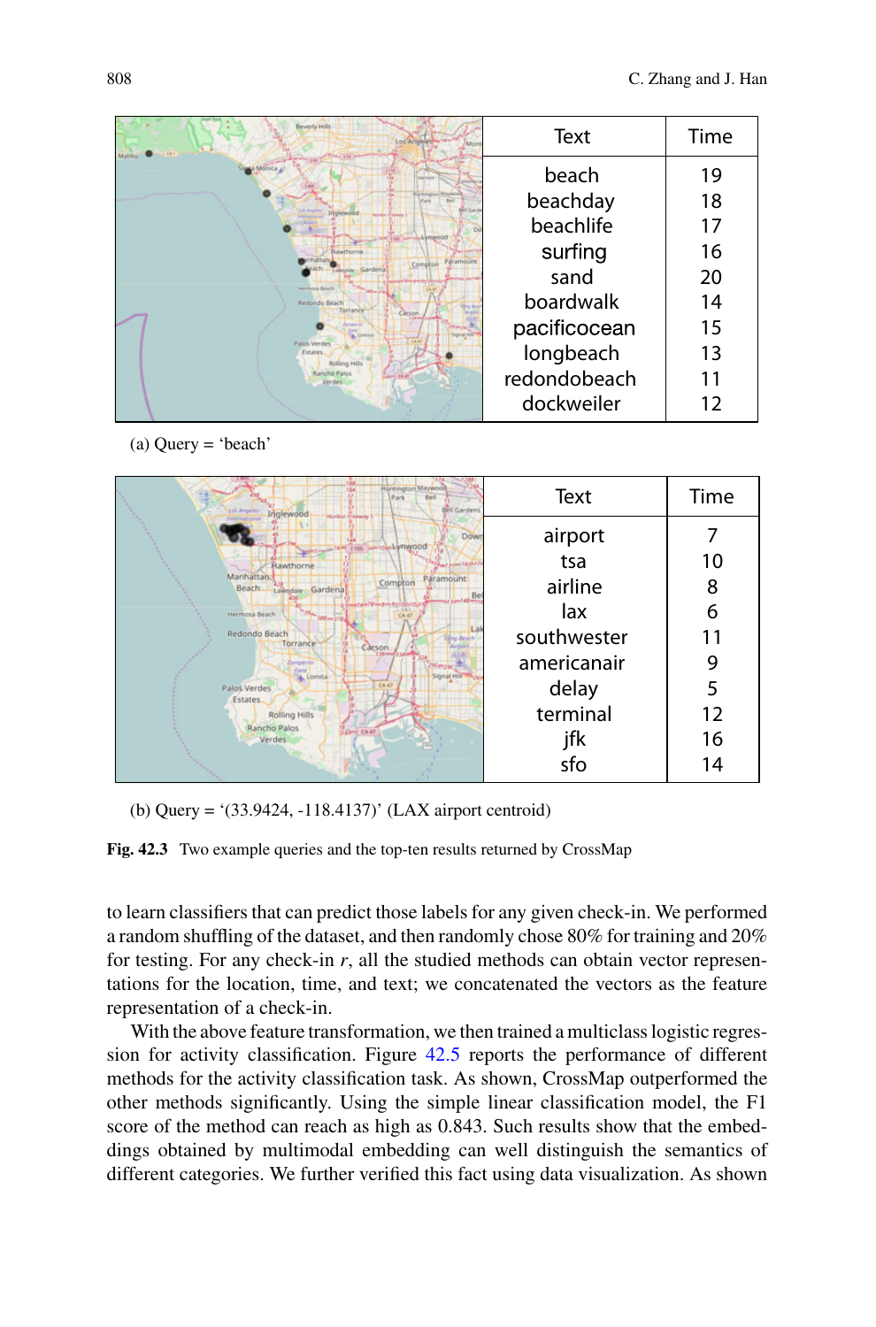| Text | Time |
| --- | --- |
| beach | 19 |
| beachday | 18 |
| beachlife | 17 |
| surfing | 16 |
| sand | 20 |
| boardwalk | 14 |
| pacificocean | 15 |
| longbeach | 13 |
| redondobeach | 11 |
| dockweiler | 12 |

(a) Query = 'beach'

| Text | Time |
| --- | --- |
| airport | 7 |
| tsa | 10 |
| airline | 8 |
| lax | 6 |
| southwester | 11 |
| americanair | 9 |
| delay | 5 |
| terminal | 12 |
| jfk | 16 |
| sfo | 14 |

(b) Query = '(33.9424, -118.4137)' (LAX airport centroid)

**Fig. 42.3** Two example queries and the top-ten results returned by CrossMap

to learn classifiers that can predict those labels for any given check-in. We performed a random shuffling of the dataset, and then randomly chose 80% for training and 20% for testing. For any check-in $r$, all the studied methods can obtain vector representations for the location, time, and text; we concatenated the vectors as the feature representation of a check-in.

With the above feature transformation, we then trained a multiclass logistic regression for activity classification. Figure 42.5 reports the performance of different methods for the activity classification task. As shown, CrossMap outperformed the other methods significantly. Using the simple linear classification model, the F1 score of the method can reach as high as 0.843. Such results show that the embeddings obtained by multimodal embedding can well distinguish the semantics of different categories. We further verified this fact using data visualization. As shown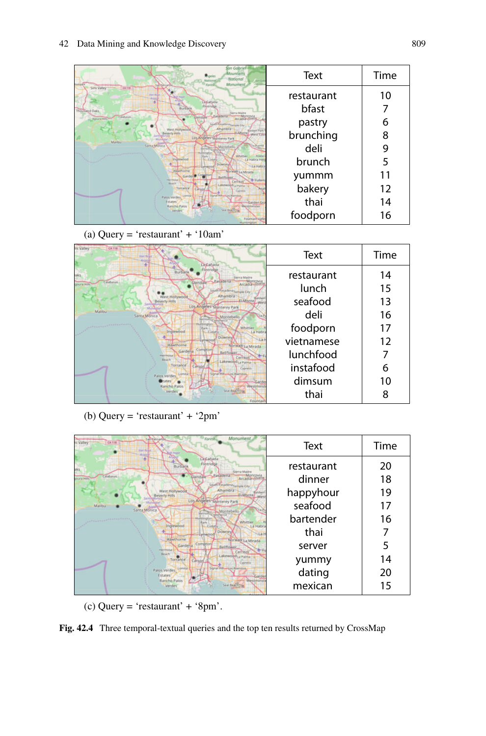| Text | Time |
|---|---|
| restaurant | 10 |
| bfast | 7 |
| pastry | 6 |
| brunching | 8 |
| deli | 9 |
| brunch | 5 |
| yummm | 11 |
| bakery | 12 |
| thai | 14 |
| foodporn | 16 |

(a) Query = 'restaurant' + '10am'

| Text | Time |
|---|---|
| restaurant | 14 |
| lunch | 15 |
| seafood | 13 |
| deli | 16 |
| foodporn | 17 |
| vietnamese | 12 |
| lunchfood | 7 |
| instafood | 6 |
| dimsum | 10 |
| thai | 8 |

(b) Query = 'restaurant' + '2pm'

| Text | Time |
|---|---|
| restaurant | 20 |
| dinner | 18 |
| happyhour | 19 |
| seafood | 17 |
| bartender | 16 |
| thai | 7 |
| server | 5 |
| yummy | 14 |
| dating | 20 |
| mexican | 15 |

(c) Query = 'restaurant' + '8pm'.

**Fig. 42.4** Three temporal-textual queries and the top ten results returned by CrossMap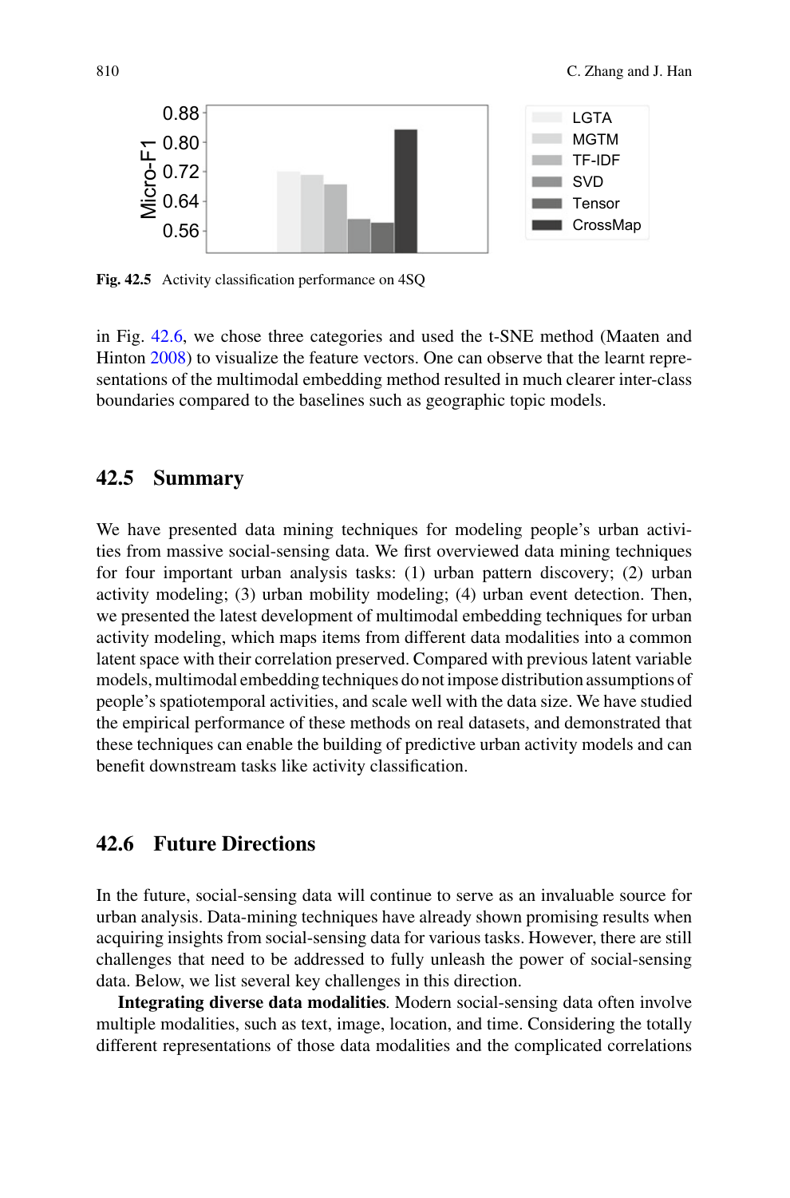Fig. 42.5 Activity classification performance on 4SQ

in Fig. 42.6, we chose three categories and used the t-SNE method (Maaten and Hinton 2008) to visualize the feature vectors. One can observe that the learnt representations of the multimodal embedding method resulted in much clearer inter-class boundaries compared to the baselines such as geographic topic models.

## 42.5 Summary

We have presented data mining techniques for modeling people's urban activities from massive social-sensing data. We first overviewed data mining techniques for four important urban analysis tasks: (1) urban pattern discovery; (2) urban activity modeling; (3) urban mobility modeling; (4) urban event detection. Then, we presented the latest development of multimodal embedding techniques for urban activity modeling, which maps items from different data modalities into a common latent space with their correlation preserved. Compared with previous latent variable models, multimodal embedding techniques do not impose distribution assumptions of people's spatiotemporal activities, and scale well with the data size. We have studied the empirical performance of these methods on real datasets, and demonstrated that these techniques can enable the building of predictive urban activity models and can benefit downstream tasks like activity classification.

## 42.6 Future Directions

In the future, social-sensing data will continue to serve as an invaluable source for urban analysis. Data-mining techniques have already shown promising results when acquiring insights from social-sensing data for various tasks. However, there are still challenges that need to be addressed to fully unleash the power of social-sensing data. Below, we list several key challenges in this direction.

**Integrating diverse data modalities**. Modern social-sensing data often involve multiple modalities, such as text, image, location, and time. Considering the totally different representations of those data modalities and the complicated correlations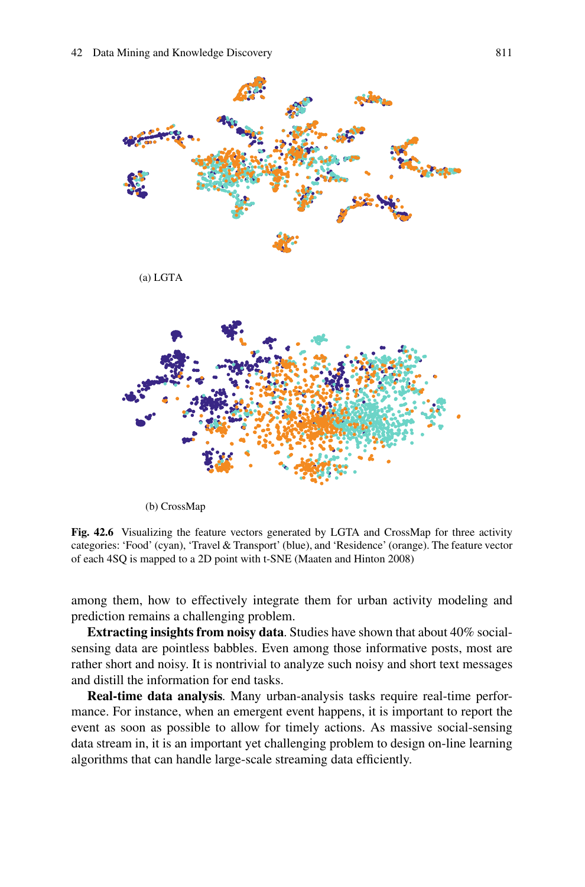(a) LGTA

(b) CrossMap

**Fig. 42.6** Visualizing the feature vectors generated by LGTA and CrossMap for three activity categories: 'Food' (cyan), 'Travel & Transport' (blue), and 'Residence' (orange). The feature vector of each 4SQ is mapped to a 2D point with t-SNE (Maaten and Hinton 2008)

among them, how to effectively integrate them for urban activity modeling and prediction remains a challenging problem.

**Extracting insights from noisy data**. Studies have shown that about 40% social-sensing data are pointless babbles. Even among those informative posts, most are rather short and noisy. It is nontrivial to analyze such noisy and short text messages and distill the information for end tasks.

**Real-time data analysis**. Many urban-analysis tasks require real-time performance. For instance, when an emergent event happens, it is important to report the event as soon as possible to allow for timely actions. As massive social-sensing data stream in, it is an important yet challenging problem to design on-line learning algorithms that can handle large-scale streaming data efficiently.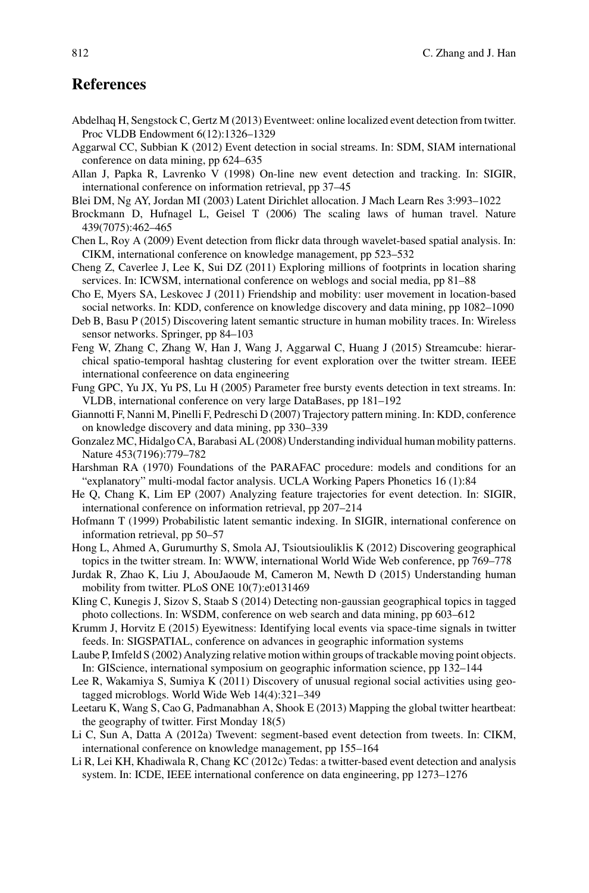## References

Abdelhaq H, Sengstock C, Gertz M (2013) Eventweet: online localized event detection from twitter. Proc VLDB Endowment 6(12):1326–1329

Aggarwal CC, Subbian K (2012) Event detection in social streams. In: SDM, SIAM international conference on data mining, pp 624–635

Allan J, Papka R, Lavrenko V (1998) On-line new event detection and tracking. In: SIGIR, international conference on information retrieval, pp 37–45

Blei DM, Ng AY, Jordan MI (2003) Latent Dirichlet allocation. J Mach Learn Res 3:993–1022

Brockmann D, Hufnagel L, Geisel T (2006) The scaling laws of human travel. Nature 439(7075):462–465

Chen L, Roy A (2009) Event detection from flickr data through wavelet-based spatial analysis. In: CIKM, international conference on knowledge management, pp 523–532

Cheng Z, Caverlee J, Lee K, Sui DZ (2011) Exploring millions of footprints in location sharing services. In: ICWSM, international conference on weblogs and social media, pp 81–88

Cho E, Myers SA, Leskovec J (2011) Friendship and mobility: user movement in location-based social networks. In: KDD, conference on knowledge discovery and data mining, pp 1082–1090

Deb B, Basu P (2015) Discovering latent semantic structure in human mobility traces. In: Wireless sensor networks. Springer, pp 84–103

Feng W, Zhang C, Zhang W, Han J, Wang J, Aggarwal C, Huang J (2015) Streamcube: hierarchical spatio-temporal hashtag clustering for event exploration over the twitter stream. IEEE international confeerence on data engineering

Fung GPC, Yu JX, Yu PS, Lu H (2005) Parameter free bursty events detection in text streams. In: VLDB, international conference on very large DataBases, pp 181–192

Giannotti F, Nanni M, Pinelli F, Pedreschi D (2007) Trajectory pattern mining. In: KDD, conference on knowledge discovery and data mining, pp 330–339

Gonzalez MC, Hidalgo CA, Barabasi AL (2008) Understanding individual human mobility patterns. Nature 453(7196):779–782

Harshman RA (1970) Foundations of the PARAFAC procedure: models and conditions for an "explanatory" multi-modal factor analysis. UCLA Working Papers Phonetics 16 (1):84

He Q, Chang K, Lim EP (2007) Analyzing feature trajectories for event detection. In: SIGIR, international conference on information retrieval, pp 207–214

Hofmann T (1999) Probabilistic latent semantic indexing. In SIGIR, international conference on information retrieval, pp 50–57

Hong L, Ahmed A, Gurumurthy S, Smola AJ, Tsioutsiouliklis K (2012) Discovering geographical topics in the twitter stream. In: WWW, international World Wide Web conference, pp 769–778

Jurdak R, Zhao K, Liu J, AbouJaoude M, Cameron M, Newth D (2015) Understanding human mobility from twitter. PLoS ONE 10(7):e0131469

Kling C, Kunegis J, Sizov S, Staab S (2014) Detecting non-gaussian geographical topics in tagged photo collections. In: WSDM, conference on web search and data mining, pp 603–612

Krumm J, Horvitz E (2015) Eyewitness: Identifying local events via space-time signals in twitter feeds. In: SIGSPATIAL, conference on advances in geographic information systems

Laube P, Imfeld S (2002) Analyzing relative motion within groups of trackable moving point objects. In: GIScience, international symposium on geographic information science, pp 132–144

Lee R, Wakamiya S, Sumiya K (2011) Discovery of unusual regional social activities using geo-tagged microblogs. World Wide Web 14(4):321–349

Leetaru K, Wang S, Cao G, Padmanabhan A, Shook E (2013) Mapping the global twitter heartbeat: the geography of twitter. First Monday 18(5)

Li C, Sun A, Datta A (2012a) Twevent: segment-based event detection from tweets. In: CIKM, international conference on knowledge management, pp 155–164

Li R, Lei KH, Khadiwala R, Chang KC (2012c) Tedas: a twitter-based event detection and analysis system. In: ICDE, IEEE international conference on data engineering, pp 1273–1276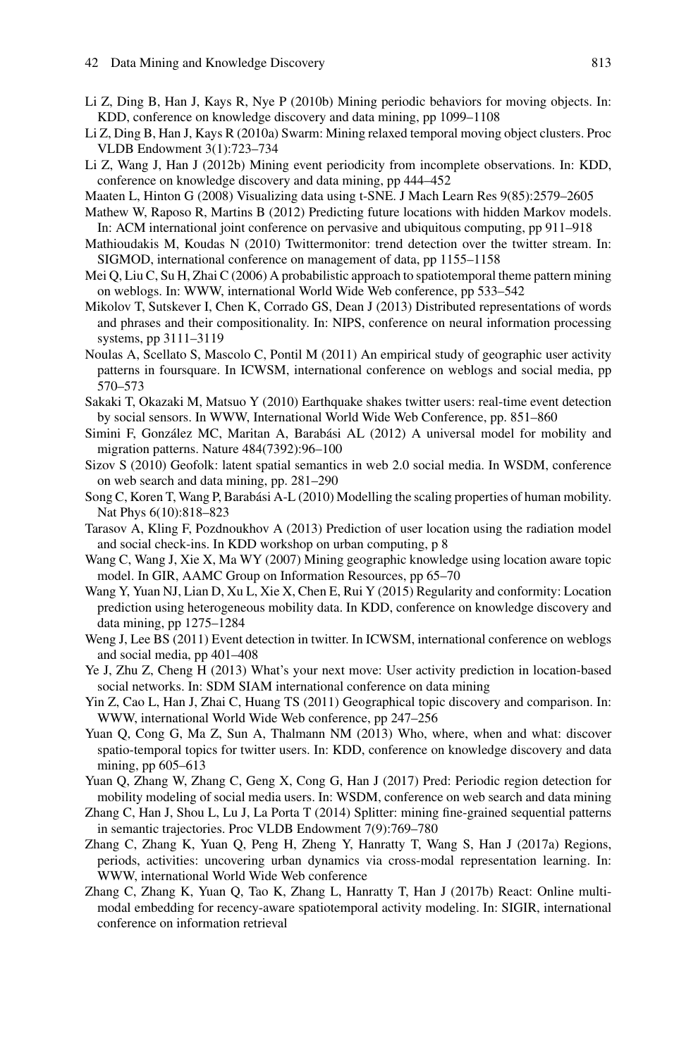Li Z, Ding B, Han J, Kays R, Nye P (2010b) Mining periodic behaviors for moving objects. In: KDD, conference on knowledge discovery and data mining, pp 1099–1108

Li Z, Ding B, Han J, Kays R (2010a) Swarm: Mining relaxed temporal moving object clusters. Proc VLDB Endowment 3(1):723–734

Li Z, Wang J, Han J (2012b) Mining event periodicity from incomplete observations. In: KDD, conference on knowledge discovery and data mining, pp 444–452

Maaten L, Hinton G (2008) Visualizing data using t-SNE. J Mach Learn Res 9(85):2579–2605

Mathew W, Raposo R, Martins B (2012) Predicting future locations with hidden Markov models. In: ACM international joint conference on pervasive and ubiquitous computing, pp 911–918

Mathioudakis M, Koudas N (2010) Twittermonitor: trend detection over the twitter stream. In: SIGMOD, international conference on management of data, pp 1155–1158

Mei Q, Liu C, Su H, Zhai C (2006) A probabilistic approach to spatiotemporal theme pattern mining on weblogs. In: WWW, international World Wide Web conference, pp 533–542

Mikolov T, Sutskever I, Chen K, Corrado GS, Dean J (2013) Distributed representations of words and phrases and their compositionality. In: NIPS, conference on neural information processing systems, pp 3111–3119

Noulas A, Scellato S, Mascolo C, Pontil M (2011) An empirical study of geographic user activity patterns in foursquare. In ICWSM, international conference on weblogs and social media, pp 570–573

Sakaki T, Okazaki M, Matsuo Y (2010) Earthquake shakes twitter users: real-time event detection by social sensors. In WWW, International World Wide Web Conference, pp. 851–860

Simini F, González MC, Maritan A, Barabási AL (2012) A universal model for mobility and migration patterns. Nature 484(7392):96–100

Sizov S (2010) Geofolk: latent spatial semantics in web 2.0 social media. In WSDM, conference on web search and data mining, pp. 281–290

Song C, Koren T, Wang P, Barabási A-L (2010) Modelling the scaling properties of human mobility. Nat Phys 6(10):818–823

Tarasov A, Kling F, Pozdnoukhov A (2013) Prediction of user location using the radiation model and social check-ins. In KDD workshop on urban computing, p 8

Wang C, Wang J, Xie X, Ma WY (2007) Mining geographic knowledge using location aware topic model. In GIR, AAMC Group on Information Resources, pp 65–70

Wang Y, Yuan NJ, Lian D, Xu L, Xie X, Chen E, Rui Y (2015) Regularity and conformity: Location prediction using heterogeneous mobility data. In KDD, conference on knowledge discovery and data mining, pp 1275–1284

Weng J, Lee BS (2011) Event detection in twitter. In ICWSM, international conference on weblogs and social media, pp 401–408

Ye J, Zhu Z, Cheng H (2013) What's your next move: User activity prediction in location-based social networks. In: SDM SIAM international conference on data mining

Yin Z, Cao L, Han J, Zhai C, Huang TS (2011) Geographical topic discovery and comparison. In: WWW, international World Wide Web conference, pp 247–256

Yuan Q, Cong G, Ma Z, Sun A, Thalmann NM (2013) Who, where, when and what: discover spatio-temporal topics for twitter users. In: KDD, conference on knowledge discovery and data mining, pp 605–613

Yuan Q, Zhang W, Zhang C, Geng X, Cong G, Han J (2017) Pred: Periodic region detection for mobility modeling of social media users. In: WSDM, conference on web search and data mining

Zhang C, Han J, Shou L, Lu J, La Porta T (2014) Splitter: mining fine-grained sequential patterns in semantic trajectories. Proc VLDB Endowment 7(9):769–780

Zhang C, Zhang K, Yuan Q, Peng H, Zheng Y, Hanratty T, Wang S, Han J (2017a) Regions, periods, activities: uncovering urban dynamics via cross-modal representation learning. In: WWW, international World Wide Web conference

Zhang C, Zhang K, Yuan Q, Tao K, Zhang L, Hanratty T, Han J (2017b) React: Online multimodal embedding for recency-aware spatiotemporal activity modeling. In: SIGIR, international conference on information retrieval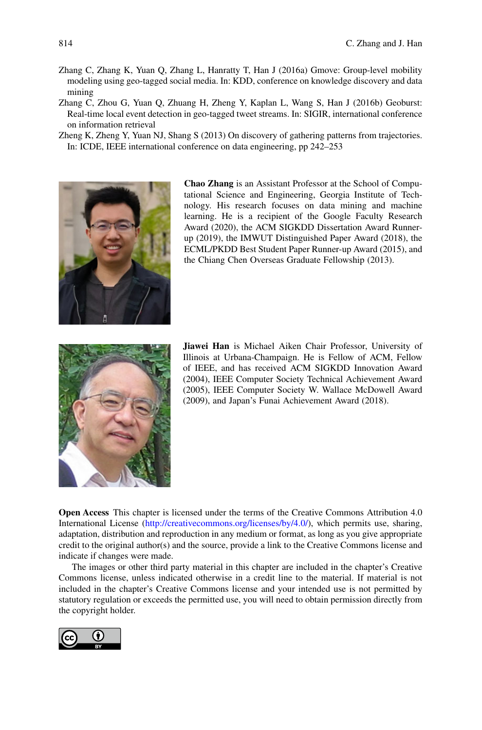Zhang C, Zhang K, Yuan Q, Zhang L, Hanratty T, Han J (2016a) Gmove: Group-level mobility modeling using geo-tagged social media. In: KDD, conference on knowledge discovery and data mining

Zhang C, Zhou G, Yuan Q, Zhuang H, Zheng Y, Kaplan L, Wang S, Han J (2016b) Geoburst: Real-time local event detection in geo-tagged tweet streams. In: SIGIR, international conference on information retrieval

Zheng K, Zheng Y, Yuan NJ, Shang S (2013) On discovery of gathering patterns from trajectories. In: ICDE, IEEE international conference on data engineering, pp 242–253

**Chao Zhang** is an Assistant Professor at the School of Computational Science and Engineering, Georgia Institute of Technology. His research focuses on data mining and machine learning. He is a recipient of the Google Faculty Research Award (2020), the ACM SIGKDD Dissertation Award Runner-up (2019), the IMWUT Distinguished Paper Award (2018), the ECML/PKDD Best Student Paper Runner-up Award (2015), and the Chiang Chen Overseas Graduate Fellowship (2013).

**Jiawei Han** is Michael Aiken Chair Professor, University of Illinois at Urbana-Champaign. He is Fellow of ACM, Fellow of IEEE, and has received ACM SIGKDD Innovation Award (2004), IEEE Computer Society Technical Achievement Award (2005), IEEE Computer Society W. Wallace McDowell Award (2009), and Japan's Funai Achievement Award (2018).

**Open Access** This chapter is licensed under the terms of the Creative Commons Attribution 4.0 International License (http://creativecommons.org/licenses/by/4.0/), which permits use, sharing, adaptation, distribution and reproduction in any medium or format, as long as you give appropriate credit to the original author(s) and the source, provide a link to the Creative Commons license and indicate if changes were made.

The images or other third party material in this chapter are included in the chapter's Creative Commons license, unless indicated otherwise in a credit line to the material. If material is not included in the chapter's Creative Commons license and your intended use is not permitted by statutory regulation or exceeds the permitted use, you will need to obtain permission directly from the copyright holder.